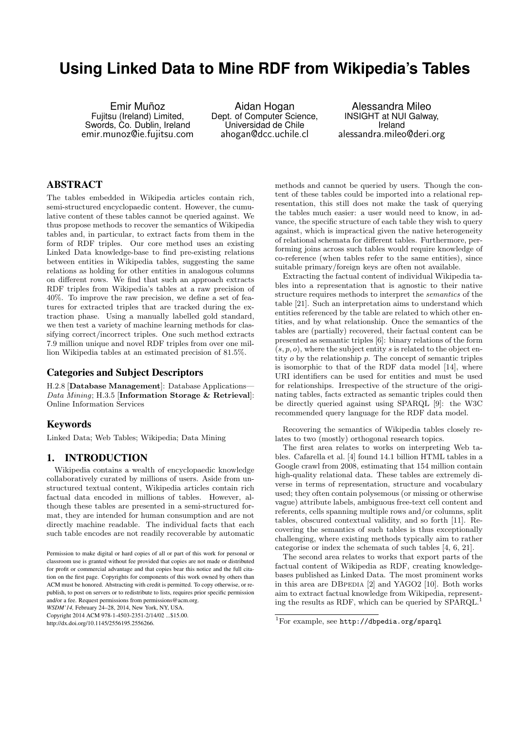# Using Linked Data to Mine RDF from Wikipedia's Tables

Emir Muñoz
Fujitsu (Ireland) Limited,
Swords, Co. Dublin, Ireland
emir.munoz@ie.fujitsu.com

Aidan Hogan
Dept. of Computer Science,
Universidad de Chile
ahogan@dcc.uchile.cl

Alessandra Mileo
INSIGHT at NUI Galway,
Ireland
alessandra.mileo@deri.org

## ABSTRACT

The tables embedded in Wikipedia articles contain rich, semi-structured encyclopaedic content. However, the cumulative content of these tables cannot be queried against. We thus propose methods to recover the semantics of Wikipedia tables and, in particular, to extract facts from them in the form of RDF triples. Our core method uses an existing Linked Data knowledge-base to find pre-existing relations between entities in Wikipedia tables, suggesting the same relations as holding for other entities in analogous columns on different rows. We find that such an approach extracts RDF triples from Wikipedia's tables at a raw precision of 40%. To improve the raw precision, we define a set of features for extracted triples that are tracked during the extraction phase. Using a manually labelled gold standard, we then test a variety of machine learning methods for classifying correct/incorrect triples. One such method extracts 7.9 million unique and novel RDF triples from over one million Wikipedia tables at an estimated precision of 81.5%.

### Categories and Subject Descriptors

H.2.8 [**Database Management**]: Database Applications—*Data Mining*; H.3.5 [**Information Storage & Retrieval**]: Online Information Services

### Keywords

Linked Data; Web Tables; Wikipedia; Data Mining

## 1. INTRODUCTION

Wikipedia contains a wealth of encyclopaedic knowledge collaboratively curated by millions of users. Aside from unstructured textual content, Wikipedia articles contain rich factual data encoded in millions of tables. However, although these tables are presented in a semi-structured format, they are intended for human consumption and are not directly machine readable. The individual facts that each such table encodes are not readily recoverable by automatic methods and cannot be queried by users. Though the content of these tables could be imported into a relational representation, this still does not make the task of querying the tables much easier: a user would need to know, in advance, the specific structure of each table they wish to query against, which is impractical given the native heterogeneity of relational schemata for different tables. Furthermore, performing joins across such tables would require knowledge of co-reference (when tables refer to the same entities), since suitable primary/foreign keys are often not available.

Extracting the factual content of individual Wikipedia tables into a representation that is agnostic to their native structure requires methods to interpret the *semantics* of the table [21]. Such an interpretation aims to understand which entities referenced by the table are related to which other entities, and by what relationship. Once the semantics of the tables are (partially) recovered, their factual content can be presented as semantic triples [6]: binary relations of the form $(s, p, o)$, where the subject entity $s$ is related to the object entity $o$ by the relationship $p$. The concept of semantic triples is isomorphic to that of the RDF data model [14], where URI identifiers can be used for entities and must be used for relationships. Irrespective of the structure of the originating tables, facts extracted as semantic triples could then be directly queried against using SPARQL [9]: the W3C recommended query language for the RDF data model.

Recovering the semantics of Wikipedia tables closely relates to two (mostly) orthogonal research topics.

The first area relates to works on interpreting Web tables. Cafarella et al. [4] found 14.1 billion HTML tables in a Google crawl from 2008, estimating that 154 million contain high-quality relational data. These tables are extremely diverse in terms of representation, structure and vocabulary used; they often contain polysemous (or missing or otherwise vague) attribute labels, ambiguous free-text cell content and referents, cells spanning multiple rows and/or columns, split tables, obscured contextual validity, and so forth [11]. Recovering the semantics of such tables is thus exceptionally challenging, where existing methods typically aim to rather categorise or index the schemata of such tables [4, 6, 21].

The second area relates to works that export parts of the factual content of Wikipedia as RDF, creating knowledge-bases published as Linked Data. The most prominent works in this area are DBpedia [2] and YAGO2 [10]. Both works aim to extract factual knowledge from Wikipedia, representing the results as RDF, which can be queried by SPARQL.[1]

[1] For example, see http://dbpedia.org/sparql

Permission to make digital or hard copies of all or part of this work for personal or classroom use is granted without fee provided that copies are not made or distributed for profit or commercial advantage and that copies bear this notice and the full citation on the first page. Copyrights for components of this work owned by others than ACM must be honored. Abstracting with credit is permitted. To copy otherwise, or republish, to post on servers or to redistribute to lists, requires prior specific permission and/or a fee. Request permissions from permissions@acm.org.
*WSDM'14,* February 24–28, 2014, New York, NY, USA.
Copyright 2014 ACM 978-1-4503-2351-2/14/02 ...$15.00.
http://dx.doi.org/10.1145/2556195.2556266.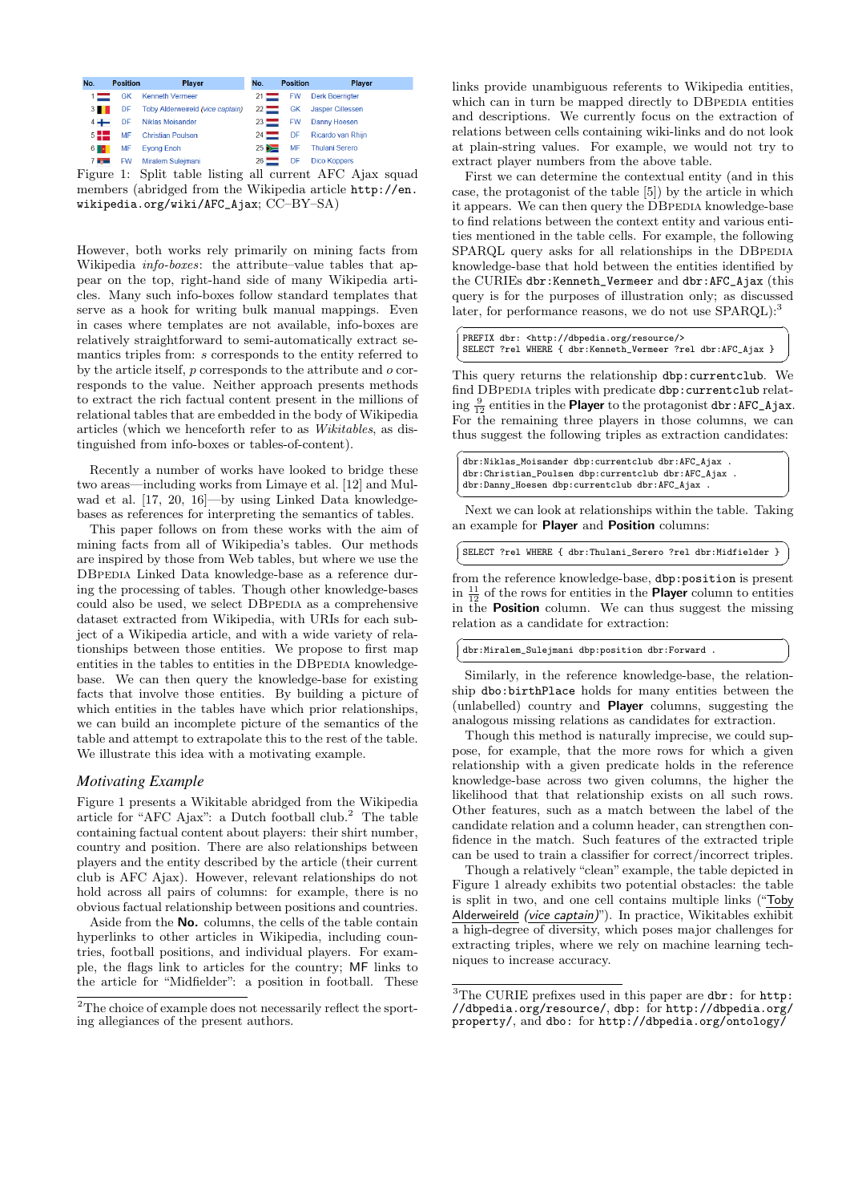| No. | Position | Player | No. | Position | Player |
|---|---|---|---|---|---|
| 1 | GK | Kenneth Vermeer | 21 | FW | Derk Boerrigter |
| 3 | DF | Toby Alderweireld (*vice captain*) | 22 | GK | Jasper Cillessen |
| 4 | DF | Niklas Moisander | 23 | FW | Danny Hoesen |
| 5 | MF | Christian Poulsen | 24 | DF | Ricardo van Rhijn |
| 6 | MF | Eyong Enoh | 25 | MF | Thulani Serero |
| 7 | FW | Miralem Sulejmani | 26 | DF | Dico Koppers |

Figure 1: Split table listing all current AFC Ajax squad members (abridged from the Wikipedia article `http://en.wikipedia.org/wiki/AFC_Ajax`; CC–BY–SA)

However, both works rely primarily on mining facts from Wikipedia *info-boxes*: the attribute–value tables that appear on the top, right-hand side of many Wikipedia articles. Many such info-boxes follow standard templates that serve as a hook for writing bulk manual mappings. Even in cases where templates are not available, info-boxes are relatively straightforward to semi-automatically extract semantics triples from: $s$ corresponds to the entity referred to by the article itself, $p$ corresponds to the attribute and $o$ corresponds to the value. Neither approach presents methods to extract the rich factual content present in the millions of relational tables that are embedded in the body of Wikipedia articles (which we henceforth refer to as *Wikitables*, as distinguished from info-boxes or tables-of-content).

Recently a number of works have looked to bridge these two areas—including works from Limaye et al. [12] and Mulwad et al. [17, 20, 16]—by using Linked Data knowledge-bases as references for interpreting the semantics of tables.

This paper follows on from these works with the aim of mining facts from all of Wikipedia's tables. Our methods are inspired by those from Web tables, but where we use the DBpedia Linked Data knowledge-base as a reference during the processing of tables. Though other knowledge-bases could also be used, we select DBpedia as a comprehensive dataset extracted from Wikipedia, with URIs for each subject of a Wikipedia article, and with wide variety of relationships between those entities. We propose to first map entities in the tables to entities in the DBpedia knowledge-base. We can then query the knowledge-base for existing facts that involve those entities. By building a picture of which entities in the tables have which prior relationships, we can build an incomplete picture of the semantics of the table and attempt to extrapolate this to the rest of the table. We illustrate this idea with a motivating example.

### Motivating Example

Figure 1 presents a Wikitable abridged from the Wikipedia article for "AFC Ajax": a Dutch football club.[2] The table containing factual content about players: their shirt number, country and position. There are also relationships between players and the entity described by the article (their current club is AFC Ajax). However, relevant relationships do not hold across all pairs of columns: for example, there is no obvious factual relationship between positions and countries.

Aside from the **No.** columns, the cells of the table contain hyperlinks to other articles in Wikipedia, including countries, football positions, and individual players. For example, the flags link to articles for the country; MF links to the article for "Midfielder": a position in football. These links provide unambiguous referents to Wikipedia entities, which can in turn be mapped directly to DBpedia entities and descriptions. We currently focus on the extraction of relations between cells containing wiki-links and do not look at plain-string values. For example, we would not try to extract player numbers from the above table.

First we can determine the contextual entity (and in this case, the protagonist of the table [5]) by the article in which it appears. We can then query the DBpedia knowledge-base to find relations between the context entity and various entities mentioned in the table cells. For example, the following SPARQL query asks for all relationships in the DBpedia knowledge-base that hold between the entities identified by the CURIEs `dbr:Kenneth_Vermeer` and `dbr:AFC_Ajax` (this query is for the purposes of illustration only; as discussed later, for performance reasons, we do not use SPARQL):[3]

```
PREFIX dbr: <http://dbpedia.org/resource/>
SELECT ?rel WHERE { dbr:Kenneth_Vermeer ?rel dbr:AFC_Ajax }
```

This query returns the relationship `dbp:currentclub`. We find DBpedia triples with predicate `dbp:currentclub` relating $\frac{9}{12}$ entities in the **Player** to the protagonist `dbr:AFC_Ajax`. For the remaining three players in those columns, we can thus suggest the following triples as extraction candidates:

```
dbr:Niklas_Moisander dbp:currentclub dbr:AFC_Ajax .
dbr:Christian_Poulsen dbp:currentclub dbr:AFC_Ajax .
dbr:Danny_Hoesen dbp:currentclub dbr:AFC_Ajax .
```

Next we can look at relationships within the table. Taking an example for **Player** and **Position** columns:

```
SELECT ?rel WHERE { dbr:Thulani_Serero ?rel dbr:Midfielder }
```

from the reference knowledge-base, `dbp:position` is present in $\frac{11}{12}$ of the rows for entities in the **Player** column to entities in the **Position** column. We can thus suggest the missing relation as a candidate for extraction:

```
dbr:Miralem_Sulejmani dbp:position dbr:Forward .
```

Similarly, in the reference knowledge-base, the relationship `dbo:birthPlace` holds for many entities between the (unlabelled) country and **Player** columns, suggesting the analogous missing relations as candidates for extraction.

Though this method is naturally imprecise, we could suppose, for example, that the more rows for which a given relationship with a given predicate holds in the reference knowledge-base across two given columns, the higher the likelihood that that relationship exists on all such rows. Other features, such as a match between the label of the candidate relation and a column header, can strengthen confidence in the match. Such features of the extracted triple can be used to train a classifier for correct/incorrect triples.

Though a relatively "clean" example, the table depicted in Figure 1 already exhibits two potential obstacles: the table is split in two, and one cell contains multiple links ("Toby Alderweireld (*vice captain*)"). In practice, Wikitables exhibit a high-degree of diversity, which poses major challenges for extracting triples, where we rely on machine learning techniques to increase accuracy.

[2] The choice of example does not necessarily reflect the sporting allegiances of the present authors.

[3] The CURIE prefixes used in this paper are `dbr:` for `http://dbpedia.org/resource/`, `dbp:` for `http://dbpedia.org/property/`, and `dbo:` for `http://dbpedia.org/ontology/`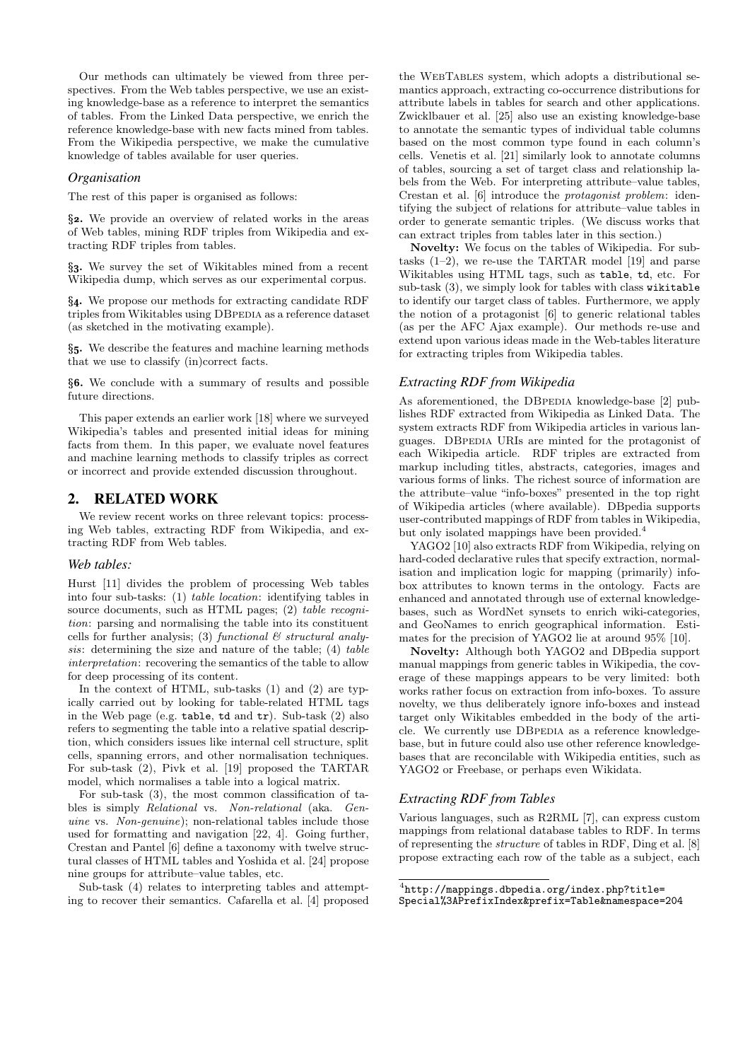Our methods can ultimately be viewed from three perspectives. From the Web tables perspective, we use an existing knowledge-base as a reference to interpret the semantics of tables. From the Linked Data perspective, we enrich the reference knowledge-base with new facts mined from tables. From the Wikipedia perspective, we make the cumulative knowledge of tables available for user queries.

### *Organisation*

The rest of this paper is organised as follows:

**§2.** We provide an overview of related works in the areas of Web tables, mining RDF triples from Wikipedia and extracting RDF triples from tables.

**§3.** We survey the set of Wikitables mined from a recent Wikipedia dump, which serves as our experimental corpus.

**§4.** We propose our methods for extracting candidate RDF triples from Wikitables using DBpedia as a reference dataset (as sketched in the motivating example).

**§5.** We describe the features and machine learning methods that we use to classify (in)correct facts.

**§6.** We conclude with a summary of results and possible future directions.

This paper extends an earlier work [18] where we surveyed Wikipedia's tables and presented initial ideas for mining facts from them. In this paper, we evaluate novel features and machine learning methods to classify triples as correct or incorrect and provide extended discussion throughout.

## 2. RELATED WORK

We review recent works on three relevant topics: processing Web tables, extracting RDF from Wikipedia, and extracting RDF from Web tables.

### *Web tables:*

Hurst [11] divides the problem of processing Web tables into four sub-tasks: (1) *table location*: identifying tables in source documents, such as HTML pages; (2) *table recognition*: parsing and normalising the table into its constituent cells for further analysis; (3) *functional & structural analysis*: determining the size and nature of the table; (4) *table interpretation*: recovering the semantics of the table to allow for deep processing of its content.

In the context of HTML, sub-tasks (1) and (2) are typically carried out by looking for table-related HTML tags in the Web page (e.g. `table`, `td` and `tr`). Sub-task (2) also refers to segmenting the table into a relative spatial description, which considers issues like internal cell structure, split cells, spanning errors, and other normalisation techniques. For sub-task (2), Pivk et al. [19] proposed the TARTAR model, which normalises a table into a logical matrix.

For sub-task (3), the most common classification of tables is simply *Relational* vs. *Non-relational* (aka. *Genuine* vs. *Non-genuine*); non-relational tables include those used for formatting and navigation [22, 4]. Going further, Crestan and Pantel [6] define a taxonomy with twelve structural classes of HTML tables and Yoshida et al. [24] propose nine groups for attribute–value tables, etc.

Sub-task (4) relates to interpreting tables and attempting to recover their semantics. Cafarella et al. [4] proposed the WebTables system, which adopts a distributional semantics approach, extracting co-occurrence distributions for attribute labels in tables for search and other applications. Zwicklbauer et al. [25] also use an existing knowledge-base to annotate the semantic types of individual table columns based on the most common type found in each column's cells. Venetis et al. [21] similarly look to annotate columns of tables, sourcing a set of target class and relationship labels from the Web. For interpreting attribute–value tables, Crestan et al. [6] introduce the *protagonist problem*: identifying the subject of relations for attribute–value tables in order to generate semantic triples. (We discuss works that can extract triples from tables later in this section.)

**Novelty:** We focus on the tables of Wikipedia. For subtasks (1–2), we re-use the TARTAR model [19] and parse Wikitables using HTML tags, such as `table`, `td`, etc. For sub-task (3), we simply look for tables with class `wikitable` to identify our target class of tables. Furthermore, we apply the notion of a protagonist [6] to generic relational tables (as per the AFC Ajax example). Our methods re-use and extend upon various ideas made in the Web-tables literature for extracting triples from Wikipedia tables.

### *Extracting RDF from Wikipedia*

As aforementioned, the DBpedia knowledge-base [2] publishes RDF extracted from Wikipedia as Linked Data. The system extracts RDF from Wikipedia articles in various languages. DBpedia URIs are minted for the protagonist of each Wikipedia article. RDF triples are extracted from markup including titles, abstracts, categories, images and various forms of links. The richest source of information are the attribute–value "info-boxes" presented in the top right of Wikipedia articles (where available). DBpedia supports user-contributed mappings of RDF from tables in Wikipedia, but only isolated mappings have been provided.[4]

YAGO2 [10] also extracts RDF from Wikipedia, relying on hard-coded declarative rules that specify extraction, normalisation and implication logic for mapping (primarily) infobox attributes to known terms in the ontology. Facts are enhanced and annotated through use of external knowledge-bases, such as WordNet synsets to enrich wiki-categories, and GeoNames to enrich geographical information. Estimates for the precision of YAGO2 lie at around 95% [10].

**Novelty:** Although both YAGO2 and DBpedia support manual mappings from generic tables in Wikipedia, the coverage of these mappings appears to be very limited: both works rather focus on extraction from info-boxes. To assure novelty, we thus deliberately ignore info-boxes and instead target only Wikitables embedded in the body of the article. We currently use DBpedia as a reference knowledge-base, but in future could also use other reference knowledge-bases that are reconcilable with Wikipedia entities, such as YAGO2 or Freebase, or perhaps even Wikidata.

### *Extracting RDF from Tables*

Various languages, such as R2RML [7], can express custom mappings from relational database tables to RDF. In terms of representing the *structure* of tables in RDF, Ding et al. [8] propose extracting each row of the table as a subject, each

[4] `http://mappings.dbpedia.org/index.php?title=Special%3APrefixIndex&prefix=Table&namespace=204`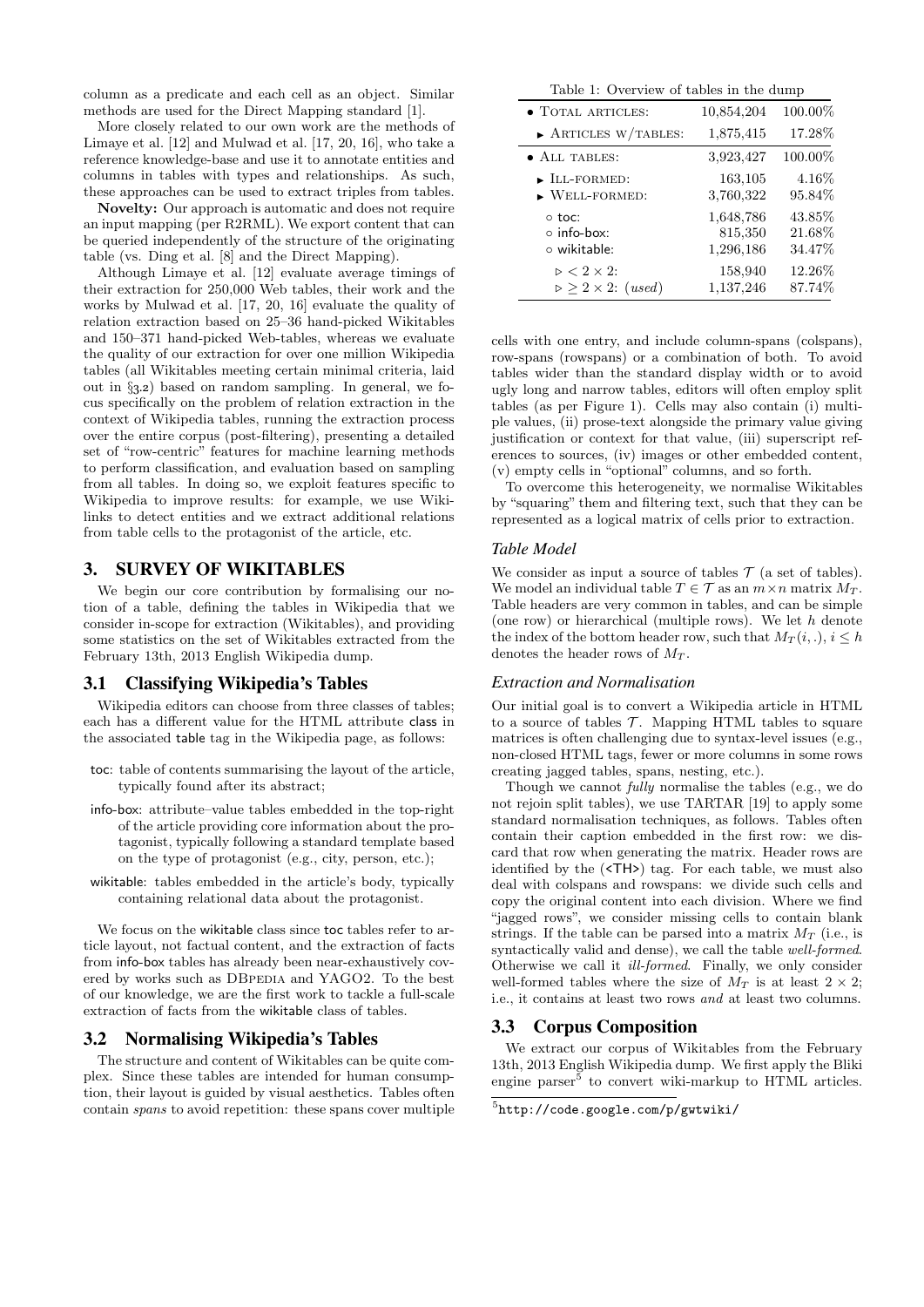column as a predicate and each cell as an object. Similar methods are used for the Direct Mapping standard [1].

More closely related to our own work are the methods of Limaye et al. [12] and Mulwad et al. [17, 20, 16], who take a reference knowledge-base and use it to annotate entities and columns in tables with types and relationships. As such, these approaches can be used to extract triples from tables.

**Novelty:** Our approach is automatic and does not require an input mapping (per R2RML). We export content that can be queried independently of the structure of the originating table (vs. Ding et al. [8] and the Direct Mapping).

Although Limaye et al. [12] evaluate average timings of their extraction for 250,000 Web tables, their work and the works by Mulwad et al. [17, 20, 16] evaluate the quality of relation extraction based on 25–36 hand-picked Wikitables and 150–371 hand-picked Web-tables, whereas we evaluate the quality of our extraction for over one million Wikipedia tables (all Wikitables meeting certain minimal criteria, laid out in §3.2) based on random sampling. In general, we focus specifically on the problem of relation extraction in the context of Wikipedia tables, running the extraction process over the entire corpus (post-filtering), presenting a detailed set of "row-centric" features for machine learning methods to perform classification, and evaluation based on sampling from all tables. In doing so, we exploit features specific to Wikipedia to improve results: for example, we use Wikilinks to detect entities and we extract additional relations from table cells to the protagonist of the article, etc.

## 3. SURVEY OF WIKITABLES

We begin our core contribution by formalising our notion of a table, defining the tables in Wikipedia that we consider in-scope for extraction (Wikitables), and providing some statistics on the set of Wikitables extracted from the February 13th, 2013 English Wikipedia dump.

### 3.1 Classifying Wikipedia's Tables

Wikipedia editors can choose from three classes of tables; each has a different value for the HTML attribute class in the associated table tag in the Wikipedia page, as follows:

- toc: table of contents summarising the layout of the article, typically found after its abstract;
- info-box: attribute–value tables embedded in the top-right of the article providing core information about the protagonist, typically following a standard template based on the type of protagonist (e.g., city, person, etc.);
- wikitable: tables embedded in the article's body, typically containing relational data about the protagonist.

We focus on the wikitable class since toc tables refer to article layout, not factual content, and the extraction of facts from info-box tables has already been near-exhaustively covered by works such as DBpedia and YAGO2. To the best of our knowledge, we are the first work to tackle a full-scale extraction of facts from the wikitable class of tables.

### 3.2 Normalising Wikipedia's Tables

The structure and content of Wikitables can be quite complex. Since these tables are intended for human consumption, their layout is guided by visual aesthetics. Tables often contain *spans* to avoid repetition: these spans cover multiple cells with one entry, and include column-spans (colspans), row-spans (rowspans) or a combination of both. To avoid tables wider than the standard display width or to avoid ugly long and narrow tables, editors will often employ split tables (as per Figure 1). Cells may also contain (i) multiple values, (ii) prose-text alongside the primary value giving justification or context for that value, (iii) superscript references to sources, (iv) images or other embedded content, (v) empty cells in "optional" columns, and so forth.

Table 1: Overview of tables in the dump

| | | |
|---|---|---|
| • Total articles: | 10,854,204 | 100.00% |
| ▸ Articles w/tables: | 1,875,415 | 17.28% |
| • All tables: | 3,923,427 | 100.00% |
| ▸ Ill-formed: | 163,105 | 4.16% |
| ▸ Well-formed: | 3,760,322 | 95.84% |
| ○ toc: | 1,648,786 | 43.85% |
| ○ info-box: | 815,350 | 21.68% |
| ○ wikitable: | 1,296,186 | 34.47% |
| ▷ $< 2 \times 2$: | 158,940 | 12.26% |
| ▷ $\geq 2 \times 2$: (*used*) | 1,137,246 | 87.74% |

To overcome this heterogeneity, we normalise Wikitables by "squaring" them and filtering text, such that they can be represented as a logical matrix of cells prior to extraction.

#### Table Model

We consider as input a source of tables $\mathcal{T}$ (a set of tables). We model an individual table $T \in \mathcal{T}$ as an $m \times n$ matrix $M_T$. Table headers are very common in tables, and can be simple (one row) or hierarchical (multiple rows). We let $h$ denote the index of the bottom header row, such that $M_T(i,.), i \leq h$ denotes the header rows of $M_T$.

#### Extraction and Normalisation

Our initial goal is to convert a Wikipedia article in HTML to a source of tables $\mathcal{T}$. Mapping HTML tables to square matrices is often challenging due to syntax-level issues (e.g., non-closed HTML tags, fewer or more columns in some rows creating jagged tables, spans, nesting, etc.).

Though we cannot *fully* normalise the tables (e.g., we do not rejoin split tables), we use TARTAR [19] to apply some standard normalisation techniques, as follows. Tables often contain their caption embedded in the first row: we discard that row when generating the matrix. Header rows are identified by the (<TH>) tag. For each table, we must also deal with colspans and rowspans: we divide such cells and copy the original content into each division. Where we find "jagged rows", we consider missing cells to contain blank strings. If the table can be parsed into a matrix $M_T$ (i.e., is syntactically valid and dense), we call the table *well-formed*. Otherwise we call it *ill-formed*. Finally, we only consider well-formed tables where the size of $M_T$ is at least $2 \times 2$; i.e., it contains at least two rows *and* at least two columns.

### 3.3 Corpus Composition

We extract our corpus of Wikitables from the February 13th, 2013 English Wikipedia dump. We first apply the Bliki engine parser[5] to convert wiki-markup to HTML articles.

[5] http://code.google.com/p/gwtwiki/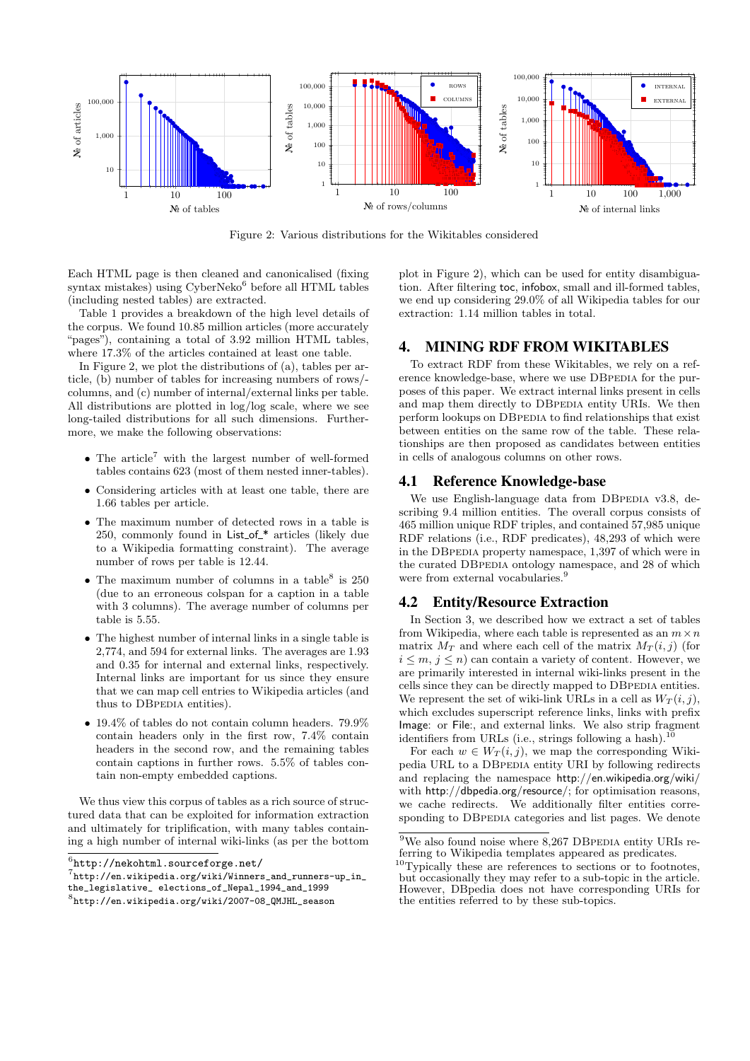Figure 2: Various distributions for the Wikitables considered

Each HTML page is then cleaned and canonicalised (fixing syntax mistakes) using CyberNeko[6] before all HTML tables (including nested tables) are extracted.

Table 1 provides a breakdown of the high level details of the corpus. We found 10.85 million articles (more accurately "pages"), containing a total of 3.92 million HTML tables, where 17.3% of the articles contained at least one table.

In Figure 2, we plot the distributions of (a), tables per article, (b) number of tables for increasing numbers of rows/columns, and (c) number of internal/external links per table. All distributions are plotted in log/log scale, where we see long-tailed distributions for all such dimensions. Furthermore, we make the following observations:

- The article[7] with the largest number of well-formed tables contains 623 (most of them nested inner-tables).
- Considering articles with at least one table, there are 1.66 tables per article.
- The maximum number of detected rows in a table is 250, commonly found in List_of_* articles (likely due to a Wikipedia formatting constraint). The average number of rows per table is 12.44.
- The maximum number of columns in a table[8] is 250 (due to an erroneous colspan for a caption in a table with 3 columns). The average number of columns per table is 5.55.
- The highest number of internal links in a single table is 2,774, and 594 for external links. The averages are 1.93 and 0.35 for internal and external links, respectively. Internal links are important for us since they ensure that we can map cell entries to Wikipedia articles (and thus to DBpedia entities).
- 19.4% of tables do not contain column headers. 79.9% contain headers only in the first row, 7.4% contain headers in the second row, and the remaining tables contain captions in further rows. 5.5% of tables contain non-empty embedded captions.

We thus view this corpus of tables as a rich source of structured data that can be exploited for information extraction and ultimately for triplification, with many tables containing a high number of internal wiki-links (as per the bottom plot in Figure 2), which can be used for entity disambiguation. After filtering toc, infobox, small and ill-formed tables, we end up considering 29.0% of all Wikipedia tables for our extraction: 1.14 million tables in total.

## 4. MINING RDF FROM WIKITABLES

To extract RDF from these Wikitables, we rely on a reference knowledge-base, where we use DBpedia for the purposes of this paper. We extract internal links present in cells and map them directly to DBpedia entity URIs. We then perform lookups on DBpedia to find relationships that exist between entities on the same row of the table. These relationships are then proposed as candidates between entities in cells of analogous columns on other rows.

### 4.1 Reference Knowledge-base

We use English-language data from DBpedia v3.8, describing 9.4 million entities. The overall corpus consists of 465 million unique RDF triples, and contained 57,985 unique RDF relations (i.e., RDF predicates), 48,293 of which were in the DBpedia property namespace, 1,397 of which were in the curated DBpedia ontology namespace, and 28 of which were from external vocabularies.[9]

### 4.2 Entity/Resource Extraction

In Section 3, we described how we extract a set of tables from Wikipedia, where each table is represented as an $m \times n$ matrix $M_T$ and where each cell of the matrix $M_T(i, j)$ (for $i \leq m$, $j \leq n$) can contain a variety of content. However, we are primarily interested in internal wiki-links present in the cells since they can be directly mapped to DBpedia entities. We represent the set of wiki-link URLs in a cell as $W_T(i, j)$, which excludes superscript reference links, links with prefix Image: or File:, and external links. We also strip fragment identifiers from URLs (i.e., strings following a hash).[10]

For each $w \in W_T(i, j)$, we map the corresponding Wikipedia URL to a DBpedia entity URI by following redirects and replacing the namespace http://en.wikipedia.org/wiki/ with http://dbpedia.org/resource/; for optimisation reasons, we cache redirects. We additionally filter entities corresponding to DBpedia categories and list pages. We denote

---

[6] http://nekohtml.sourceforge.net/

[7] http://en.wikipedia.org/wiki/Winners_and_runners-up_in_the_legislative_ elections_of_Nepal_1994_and_1999

[8] http://en.wikipedia.org/wiki/2007-08_QMJHL_season

[9] We also found noise where 8,267 DBpedia entity URIs referring to Wikipedia templates appeared as predicates.

[10] Typically these are references to sections or to footnotes, but occasionally they may refer to a sub-topic in the article. However, DBpedia does not have corresponding URIs for the entities referred to by these sub-topics.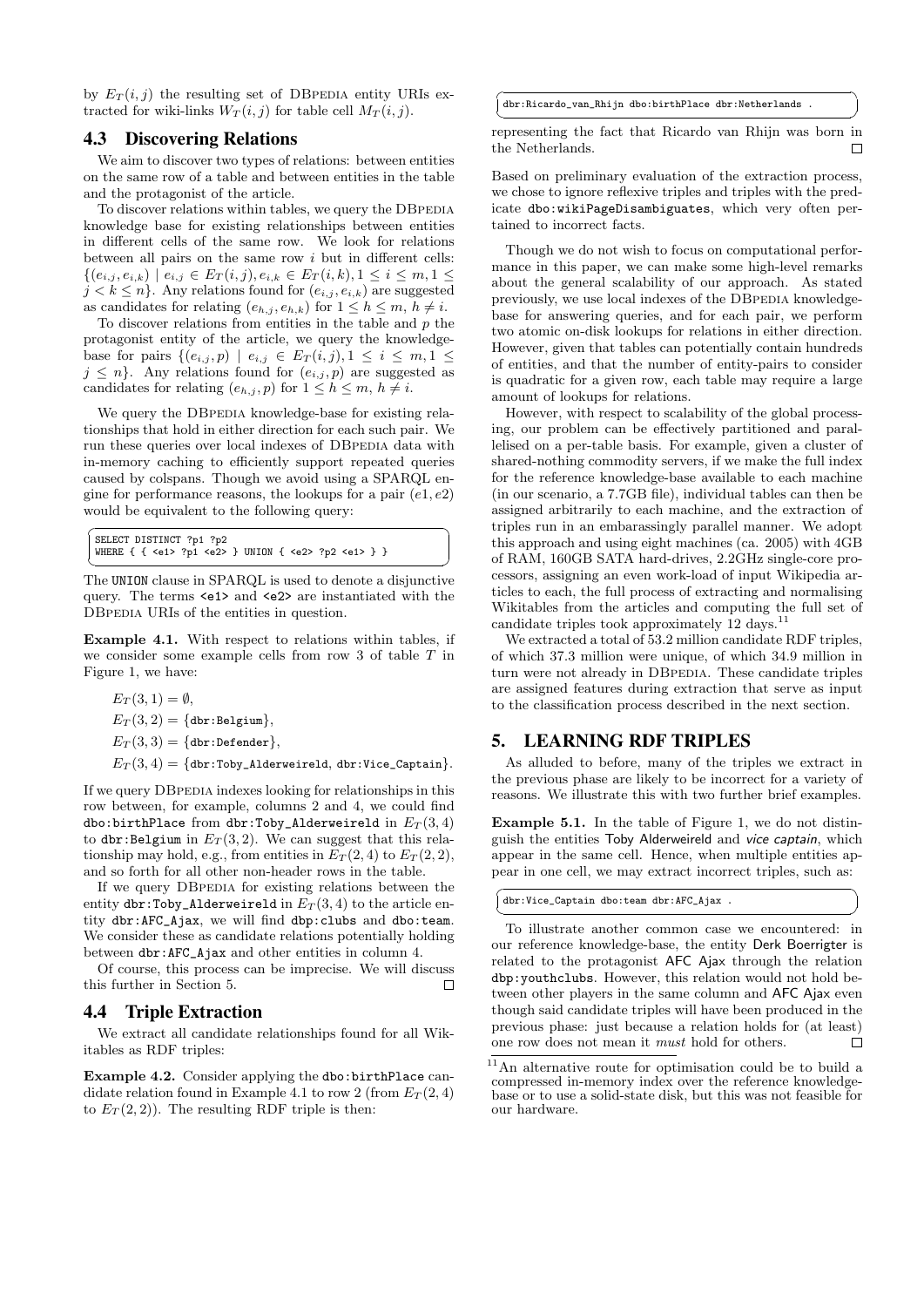by $E_T(i,j)$ the resulting set of DBpedia entity URIs extracted for wiki-links $W_T(i,j)$ for table cell $M_T(i,j)$.

### 4.3 Discovering Relations

We aim to discover two types of relations: between entities on the same row of a table and between entities in the table and the protagonist of the article.

To discover relations within tables, we query the DBpedia knowledge base for existing relationships between entities in different cells of the same row. We look for relations between all pairs on the same row $i$ but in different cells: $\{(e_{i,j}, e_{i,k}) \mid e_{i,j} \in E_T(i,j), e_{i,k} \in E_T(i,k), 1 \leq i \leq m, 1 \leq j < k \leq n\}$. Any relations found for $(e_{i,j}, e_{i,k})$ are suggested as candidates for relating $(e_{h,j}, e_{h,k})$ for $1 \leq h \leq m$, $h \neq i$.

To discover relations from entities in the table and $p$ the protagonist entity of the article, we query the knowledge-base for pairs $\{(e_{i,j}, p) \mid e_{i,j} \in E_T(i,j), 1 \leq i \leq m, 1 \leq j \leq n\}$. Any relations found for $(e_{i,j}, p)$ are suggested as candidates for relating $(e_{h,j}, p)$ for $1 \leq h \leq m$, $h \neq i$.

We query the DBpedia knowledge-base for existing relationships that hold in either direction for each such pair. We run these queries over local indexes of DBpedia data with in-memory caching to efficiently support repeated queries caused by colspans. Though we avoid using a SPARQL engine for performance reasons, the lookups for a pair $(e1, e2)$ would be equivalent to the following query:

```
SELECT DISTINCT ?p1 ?p2
WHERE { { <e1> ?p1 <e2> } UNION { <e2> ?p2 <e1> } }
```

The UNION clause in SPARQL is used to denote a disjunctive query. The terms <e1> and <e2> are instantiated with the DBpedia URIs of the entities in question.

**Example 4.1.** With respect to relations within tables, if we consider some example cells from row 3 of table $T$ in Figure 1, we have:

$E_T(3,1) = \emptyset$,
$E_T(3,2) = \{$dbr:Belgium$\}$,
$E_T(3,3) = \{$dbr:Defender$\}$,
$E_T(3,4) = \{$dbr:Toby_Alderweireld, dbr:Vice_Captain$\}$.

If we query DBpedia indexes looking for relationships in this row between, for example, columns 2 and 4, we could find dbo:birthPlace from dbr:Toby_Alderweireld in $E_T(3,4)$ to dbr:Belgium in $E_T(3,2)$. We can suggest that this relationship may hold, e.g., from entities in $E_T(2,4)$ to $E_T(2,2)$, and so forth for all other non-header rows in the table.

If we query DBpedia for existing relations between the entity dbr:Toby_Alderweireld in $E_T(3,4)$ to the article entity dbr:AFC_Ajax, we will find dbp:clubs and dbo:team. We consider these as candidate relations potentially holding between dbr:AFC_Ajax and other entities in column 4.

Of course, this process can be imprecise. We will discuss this further in Section 5. □

### 4.4 Triple Extraction

We extract all candidate relationships found for all Wikitables as RDF triples:

**Example 4.2.** Consider applying the dbo:birthPlace candidate relation found in Example 4.1 to row 2 (from $E_T(2,4)$ to $E_T(2,2)$). The resulting RDF triple is then:

```
dbr:Ricardo_van_Rhijn dbo:birthPlace dbr:Netherlands .
```

representing the fact that Ricardo van Rhijn was born in the Netherlands. □

Based on preliminary evaluation of the extraction process, we chose to ignore reflexive triples and triples with the predicate dbo:wikiPageDisambiguates, which very often pertained to incorrect facts.

Though we do not wish to focus on computational performance in this paper, we can make some high-level remarks about the general scalability of our approach. As stated previously, we use local indexes of the DBpedia knowledge-base for answering queries, and for each pair, we perform two atomic on-disk lookups for relations in either direction. However, given that tables can potentially contain hundreds of entities, and that the number of entity-pairs to consider is quadratic for a given row, each table may require a large amount of lookups for relations.

However, with respect to scalability of the global processing, our problem can be effectively partitioned and parallelised on a per-table basis. For example, given a cluster of shared-nothing commodity servers, if we make the full index for the reference knowledge-base available to each machine (in our scenario, a 7.7GB file), individual tables can then be assigned arbitrarily to each machine, and the extraction of triples run in an embarassingly parallel manner. We adopt this approach and using eight machines (ca. 2005) with 4GB of RAM, 160GB SATA hard-drives, 2.2GHz single-core processors, assigning an even work-load of input Wikipedia articles to each, the full process of extracting and normalising Wikitables from the articles and computing the full set of candidate triples took approximately 12 days.[11]

We extracted a total of 53.2 million candidate RDF triples, of which 37.3 million were unique, of which 34.9 million in turn were not already in DBpedia. These candidate triples are assigned features during extraction that serve as input to the classification process described in the next section.

## 5. LEARNING RDF TRIPLES

As alluded to before, many of the triples we extract in the previous phase are likely to be incorrect for a variety of reasons. We illustrate this with two further brief examples.

**Example 5.1.** In the table of Figure 1, we do not distinguish the entities Toby Alderweireld and *vice captain*, which appear in the same cell. Hence, when multiple entities appear in one cell, we may extract incorrect triples, such as:

```
dbr:Vice_Captain dbo:team dbr:AFC_Ajax .
```

To illustrate another common case we encountered: in our reference knowledge-base, the entity Derk Boerrigter is related to the protagonist AFC Ajax through the relation dbp:youthclubs. However, this relation would not hold between other players in the same column and AFC Ajax even though said candidate triples will have been produced in the previous phase: just because a relation holds for (at least) one row does not mean it *must* hold for others. □

[11] An alternative route for optimisation could be to build a compressed in-memory index over the reference knowledge-base or to use a solid-state disk, but this was not feasible for our hardware.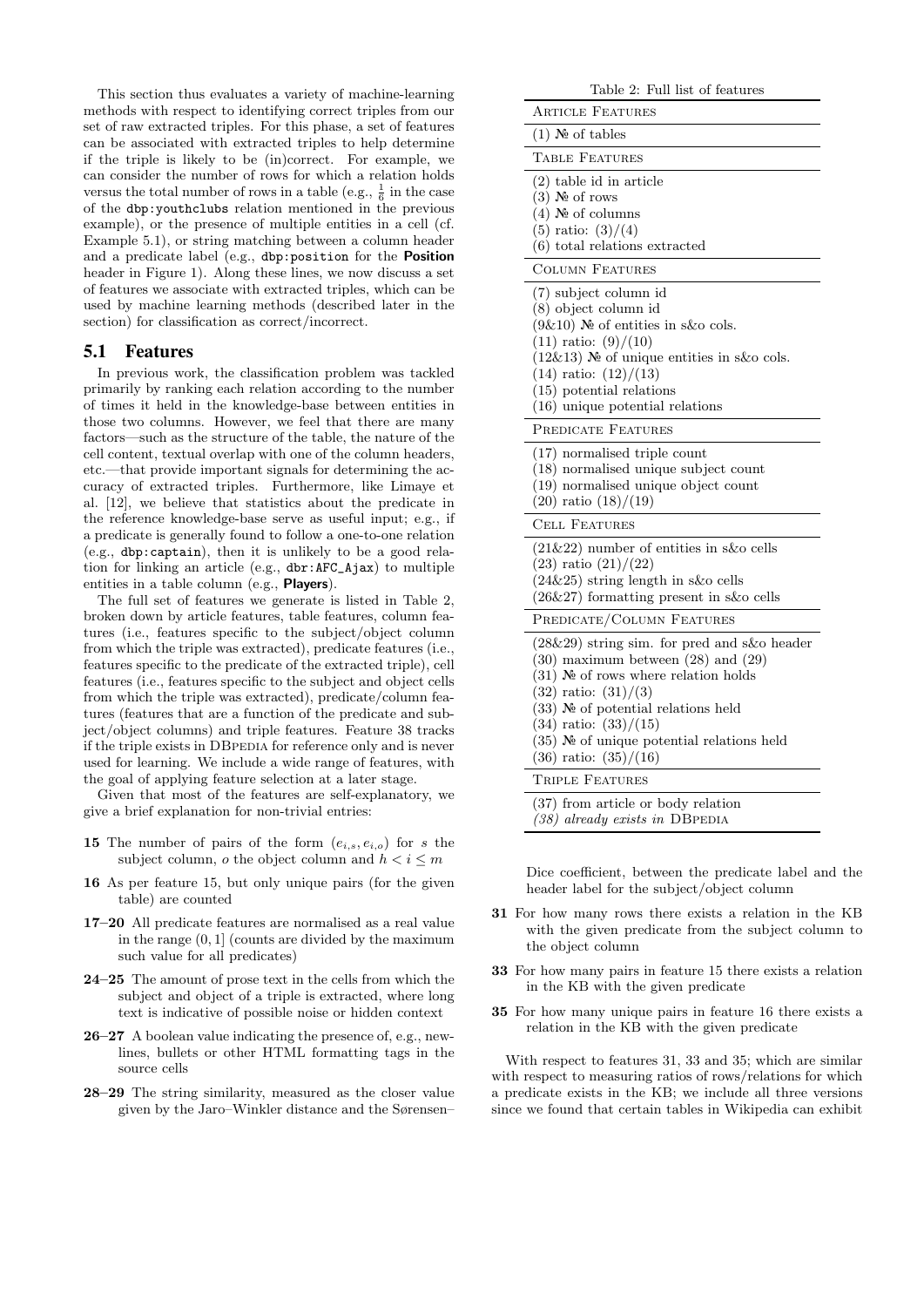This section thus evaluates a variety of machine-learning methods with respect to identifying correct triples from our set of raw extracted triples. For this phase, a set of features can be associated with extracted triples to help determine if the triple is likely to be (in)correct. For example, we can consider the number of rows for which a relation holds versus the total number of rows in a table (e.g., $\frac{1}{6}$ in the case of the `dbp:youthclubs` relation mentioned in the previous example), or the presence of multiple entities in a cell (cf. Example 5.1), or string matching between a column header and a predicate label (e.g., `dbp:position` for the **Position** header in Figure 1). Along these lines, we now discuss a set of features we associate with extracted triples, which can be used by machine learning methods (described later in the section) for classification as correct/incorrect.

## 5.1 Features

In previous work, the classification problem was tackled primarily by ranking each relation according to the number of times it held in the knowledge-base between entities in those two columns. However, we feel that there are many factors—such as the structure of the table, the nature of the cell content, textual overlap with one of the column headers, etc.—that provide important signals for determining the accuracy of extracted triples. Furthermore, like Limaye et al. [12], we believe that statistics about the predicate in the reference knowledge-base serve as useful input; e.g., if a predicate is generally found to follow a one-to-one relation (e.g., `dbp:captain`), then it is unlikely to be a good relation for linking an article (e.g., `dbr:AFC_Ajax`) to multiple entities in a table column (e.g., **Players**).

The full set of features we generate is listed in Table 2, broken down by article features, table features, column features (i.e., features specific to the subject/object column from which the triple was extracted), predicate features (i.e., features specific to the predicate of the extracted triple), cell features (i.e., features specific to the subject and object cells from which the triple was extracted), predicate/column features (features that are a function of the predicate and subject/object columns) and triple features. Feature 38 tracks if the triple exists in DBpedia for reference only and is never used for learning. We include a wide range of features, with the goal of applying feature selection at a later stage.

Given that most of the features are self-explanatory, we give a brief explanation for non-trivial entries:

- **15** The number of pairs of the form $(e_{i,s}, e_{i,o})$ for $s$ the subject column, $o$ the object column and $h < i \leq m$
- **16** As per feature 15, but only unique pairs (for the given table) are counted
- **17–20** All predicate features are normalised as a real value in the range $(0, 1]$ (counts are divided by the maximum such value for all predicates)
- **24–25** The amount of prose text in the cells from which the subject and object of a triple is extracted, where long text is indicative of possible noise or hidden context
- **26–27** A boolean value indicating the presence of, e.g., newlines, bullets or other HTML formatting tags in the source cells
- **28–29** The string similarity, measured as the closer value given by the Jaro–Winkler distance and the Sørensen–Dice coefficient, between the predicate label and the header label for the subject/object column
- **31** For how many rows there exists a relation in the KB with the given predicate from the subject column to the object column
- **33** For how many pairs in feature 15 there exists a relation in the KB with the given predicate
- **35** For how many unique pairs in feature 16 there exists a relation in the KB with the given predicate

With respect to features 31, 33 and 35; which are similar with respect to measuring ratios of rows/relations for which a predicate exists in the KB; we include all three versions since we found that certain tables in Wikipedia can exhibit

Table 2: Full list of features

| Features |
|---|
| **Article Features** |
| (1) № of tables |
| **Table Features** |
| (2) table id in article |
| (3) № of rows |
| (4) № of columns |
| (5) ratio: (3)/(4) |
| (6) total relations extracted |
| **Column Features** |
| (7) subject column id |
| (8) object column id |
| (9&10) № of entities in s&o cols. |
| (11) ratio: (9)/(10) |
| (12&13) № of unique entities in s&o cols. |
| (14) ratio: (12)/(13) |
| (15) potential relations |
| (16) unique potential relations |
| **Predicate Features** |
| (17) normalised triple count |
| (18) normalised unique subject count |
| (19) normalised unique object count |
| (20) ratio (18)/(19) |
| **Cell Features** |
| (21&22) number of entities in s&o cells |
| (23) ratio (21)/(22) |
| (24&25) string length in s&o cells |
| (26&27) formatting present in s&o cells |
| **Predicate/Column Features** |
| (28&29) string sim. for pred and s&o header |
| (30) maximum between (28) and (29) |
| (31) № of rows where relation holds |
| (32) ratio: (31)/(3) |
| (33) № of potential relations held |
| (34) ratio: (33)/(15) |
| (35) № of unique potential relations held |
| (36) ratio: (35)/(16) |
| **Triple Features** |
| (37) from article or body relation |
| *(38) already exists in* DBpedia |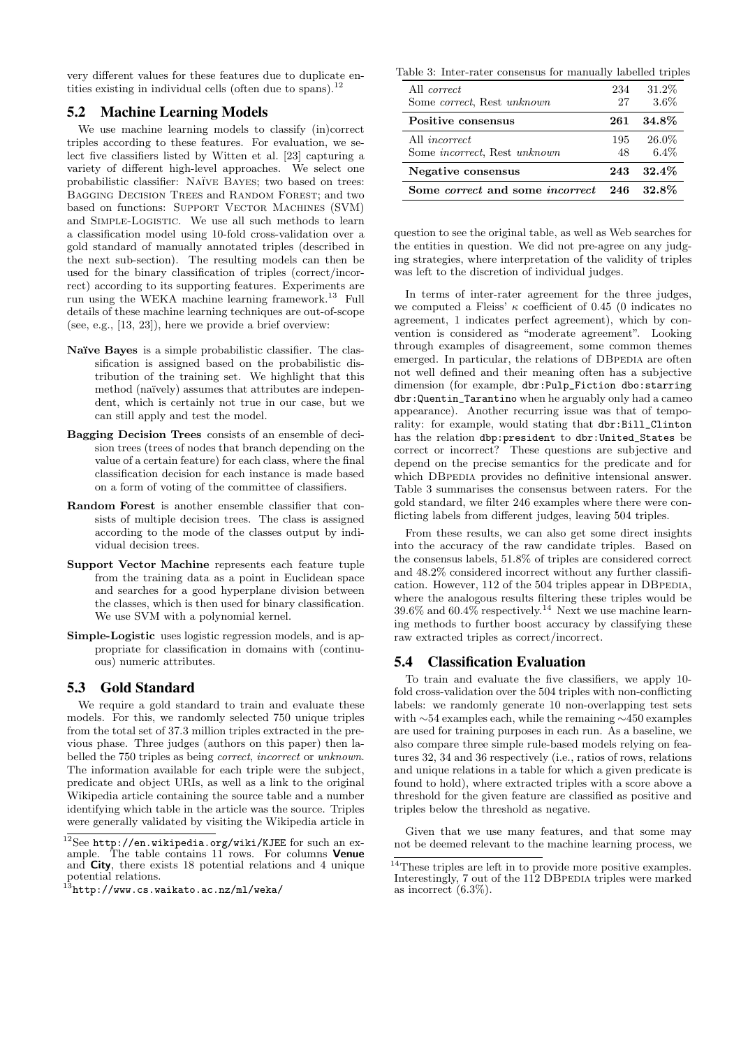very different values for these features due to duplicate entities existing in individual cells (often due to spans).[12]

## 5.2 Machine Learning Models

We use machine learning models to classify (in)correct triples according to these features. For evaluation, we select five classifiers listed by Witten et al. [23] capturing a variety of different high-level approaches. We select one probabilistic classifier: Naïve Bayes; two based on trees: Bagging Decision Trees and Random Forest; and two based on functions: Support Vector Machines (SVM) and Simple-Logistic. We use all such methods to learn a classification model using 10-fold cross-validation over a gold standard of manually annotated triples (described in the next sub-section). The resulting models can then be used for the binary classification of triples (correct/incorrect) according to its supporting features. Experiments are run using the WEKA machine learning framework.[13] Full details of these machine learning techniques are out-of-scope (see, e.g., [13, 23]), here we provide a brief overview:

- **Naïve Bayes** is a simple probabilistic classifier. The classification is assigned based on the probabilistic distribution of the training set. We highlight that this method (naïvely) assumes that attributes are independent, which is certainly not true in our case, but we can still apply and test the model.
- **Bagging Decision Trees** consists of an ensemble of decision trees (trees of nodes that branch depending on the value of a certain feature) for each class, where the final classification decision for each instance is made based on a form of voting of the committee of classifiers.
- **Random Forest** is another ensemble classifier that consists of multiple decision trees. The class is assigned according to the mode of the classes output by individual decision trees.
- **Support Vector Machine** represents each feature tuple from the training data as a point in Euclidean space and searches for a good hyperplane division between the classes, which is then used for binary classification. We use SVM with a polynomial kernel.
- **Simple-Logistic** uses logistic regression models, and is appropriate for classification in domains with (continuous) numeric attributes.

## 5.3 Gold Standard

We require a gold standard to train and evaluate these models. For this, we randomly selected 750 unique triples from the total set of 37.3 million triples extracted in the previous phase. Three judges (authors on this paper) then labelled the 750 triples as being *correct*, *incorrect* or *unknown*. The information available for each triple were the subject, predicate and object URIs, as well as a link to the original Wikipedia article containing the source table and a number identifying which table in the article was the source. Triples were generally validated by visiting the Wikipedia article in question to see the original table, as well as Web searches for the entities in question. We did not pre-agree on any judging strategies, where interpretation of the validity of triples was left to the discretion of individual judges.

Table 3: Inter-rater consensus for manually labelled triples

| | | |
|---|---|---|
| All *correct* | 234 | 31.2% |
| Some *correct*, Rest *unknown* | 27 | 3.6% |
| **Positive consensus** | **261** | **34.8%** |
| All *incorrect* | 195 | 26.0% |
| Some *incorrect*, Rest *unknown* | 48 | 6.4% |
| **Negative consensus** | **243** | **32.4%** |
| **Some *correct* and some *incorrect*** | **246** | **32.8%** |

In terms of inter-rater agreement for the three judges, we computed a Fleiss' $\kappa$ coefficient of 0.45 (0 indicates no agreement, 1 indicates perfect agreement), which by convention is considered as "moderate agreement". Looking through examples of disagreement, some common themes emerged. In particular, the relations of DBpedia are often not well defined and their meaning often has a subjective dimension (for example, `dbr:Pulp_Fiction dbo:starring dbr:Quentin_Tarantino` when he arguably only had a cameo appearance). Another recurring issue was that of temporality: for example, would stating that `dbr:Bill_Clinton` has the relation `dbp:president` to `dbr:United_States` be correct or incorrect? These questions are subjective and depend on the precise semantics for the predicate and for which DBpedia provides no definitive intensional answer. Table 3 summarises the consensus between raters. For the gold standard, we filter 246 examples where there were conflicting labels from different judges, leaving 504 triples.

From these results, we can also get some direct insights into the accuracy of the raw candidate triples. Based on the consensus labels, 51.8% of triples are considered correct and 48.2% considered incorrect without any further classification. However, 112 of the 504 triples appear in DBpedia, where the analogous results filtering these triples would be 39.6% and 60.4% respectively.[14] Next we use machine learning methods to further boost accuracy by classifying these raw extracted triples as correct/incorrect.

## 5.4 Classification Evaluation

To train and evaluate the five classifiers, we apply 10-fold cross-validation over the 504 triples with non-conflicting labels: we randomly generate 10 non-overlapping test sets with ∼54 examples each, while the remaining ∼450 examples are used for training purposes in each run. As a baseline, we also compare three simple rule-based models relying on features 32, 34 and 36 respectively (i.e., ratios of rows, relations and unique relations in a table for which a given predicate is found to hold), where extracted triples with a score above a threshold for the given feature are classified as positive and triples below the threshold as negative.

Given that we use many features, and that some may not be deemed relevant to the machine learning process, we

[12] See http://en.wikipedia.org/wiki/KJEE for such an example. The table contains 11 rows. For columns **Venue** and **City**, there exists 18 potential relations and 4 unique potential relations.

[13] http://www.cs.waikato.ac.nz/ml/weka/

[14] These triples are left in to provide more positive examples. Interestingly, 7 out of the 112 DBpedia triples were marked as incorrect (6.3%).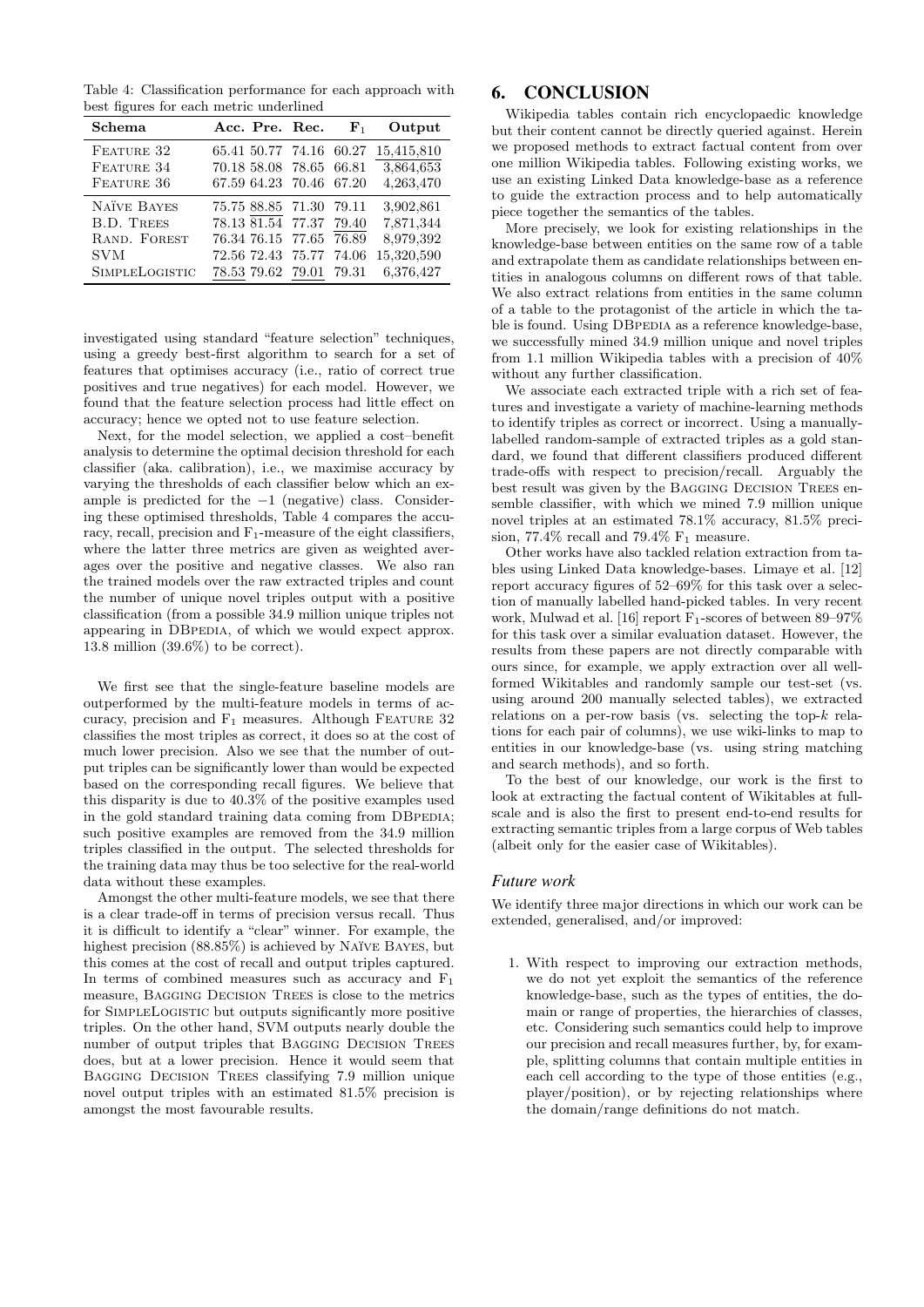Table 4: Classification performance for each approach with best figures for each metric underlined

| Schema | Acc. | Pre. | Rec. | $F_1$ | Output |
|---|---|---|---|---|---|
| FEATURE 32 | 65.41 | 50.77 | 74.16 | 60.27 | 15,415,810 |
| FEATURE 34 | 70.18 | 58.08 | 78.65 | 66.81 | 3,864,653 |
| FEATURE 36 | 67.59 | 64.23 | 70.46 | 67.20 | 4,263,470 |
| NAÏVE BAYES | 75.75 | 88.85 | 71.30 | 79.11 | 3,902,861 |
| B.D. TREES | 78.13 | 81.54 | 77.37 | 79.40 | 7,871,344 |
| RAND. FOREST | 76.34 | 76.15 | 77.65 | 76.89 | 8,979,392 |
| SVM | 72.56 | 72.43 | 75.77 | 74.06 | 15,320,590 |
| SIMPLELOGISTIC | 78.53 | 79.62 | 79.01 | 79.31 | 6,376,427 |

investigated using standard "feature selection" techniques, using a greedy best-first algorithm to search for a set of features that optimises accuracy (i.e., ratio of correct true positives and true negatives) for each model. However, we found that the feature selection process had little effect on accuracy; hence we opted not to use feature selection.

Next, for the model selection, we applied a cost–benefit analysis to determine the optimal decision threshold for each classifier (aka. calibration), i.e., we maximise accuracy by varying the thresholds of each classifier below which an example is predicted for the $-1$ (negative) class. Considering these optimised thresholds, Table 4 compares the accuracy, recall, precision and $F_1$-measure of the eight classifiers, where the latter three metrics are given as weighted averages over the positive and negative classes. We also ran the trained models over the raw extracted triples and count the number of unique novel triples output with a positive classification (from a possible 34.9 million unique triples not appearing in DBPEDIA, of which we would expect approx. 13.8 million (39.6%) to be correct).

We first see that the single-feature baseline models are outperformed by the multi-feature models in terms of accuracy, precision and $F_1$ measures. Although FEATURE 32 classifies the most triples as correct, it does so at the cost of much lower precision. Also we see that the number of output triples can be significantly lower than would be expected based on the corresponding recall figures. We believe that this disparity is due to 40.3% of the positive examples used in the gold standard training data coming from DBPEDIA; such positive examples are removed from the 34.9 million triples classified in the output. The selected thresholds for the training data may thus be too selective for the real-world data without these examples.

Amongst the other multi-feature models, we see that there is a clear trade-off in terms of precision versus recall. Thus it is difficult to identify a "clear" winner. For example, the highest precision (88.85%) is achieved by NAÏVE BAYES, but this comes at the cost of recall and output triples captured. In terms of combined measures such as accuracy and $F_1$ measure, BAGGING DECISION TREES is close to the metrics for SIMPLELOGISTIC but outputs significantly more positive triples. On the other hand, SVM outputs nearly double the number of output triples that BAGGING DECISION TREES does, but at a lower precision. Hence it would seem that BAGGING DECISION TREES classifying 7.9 million unique novel output triples with an estimated 81.5% precision is amongst the most favourable results.

# 6. CONCLUSION

Wikipedia tables contain rich encyclopaedic knowledge but their content cannot be directly queried against. Herein we proposed methods to extract factual content from over one million Wikipedia tables. Following existing works, we use an existing Linked Data knowledge-base as a reference to guide the extraction process and to help automatically piece together the semantics of the tables.

More precisely, we look for existing relationships in the knowledge-base between entities on the same row of a table and extrapolate them as candidate relationships between entities in analogous columns on different rows of that table. We also extract relations from entities in the same column of a table to the protagonist of the article in which the table is found. Using DBPEDIA as a reference knowledge-base, we successfully mined 34.9 million unique and novel triples from 1.1 million Wikipedia tables with a precision of 40% without any further classification.

We associate each extracted triple with a rich set of features and investigate a variety of machine-learning methods to identify triples as correct or incorrect. Using a manually-labelled random-sample of extracted triples as a gold standard, we found that different classifiers produced different trade-offs with respect to precision/recall. Arguably the best result was given by the BAGGING DECISION TREES ensemble classifier, with which we mined 7.9 million unique novel triples at an estimated 78.1% accuracy, 81.5% precision, 77.4% recall and 79.4% $F_1$ measure.

Other works have also tackled relation extraction from tables using Linked Data knowledge-bases. Limaye et al. [12] report accuracy figures of 52–69% for this task over a selection of manually labelled hand-picked tables. In very recent work, Mulwad et al. [16] report $F_1$-scores of between 89–97% for this task over a similar evaluation dataset. However, the results from these papers are not directly comparable with ours since, for example, we apply extraction over all well-formed Wikitables and randomly sample our test-set (vs. using around 200 manually selected tables), we extracted relations on a per-row basis (vs. selecting the top-$k$ relations for each pair of columns), we use wiki-links to map to entities in our knowledge-base (vs. using string matching and search methods), and so forth.

To the best of our knowledge, our work is the first to look at extracting the factual content of Wikitables at full-scale and is also the first to present end-to-end results for extracting semantic triples from a large corpus of Web tables (albeit only for the easier case of Wikitables).

### *Future work*

We identify three major directions in which our work can be extended, generalised, and/or improved:

1. With respect to improving our extraction methods, we do not yet exploit the semantics of the reference knowledge-base, such as the types of entities, the domain or range of properties, the hierarchies of classes, etc. Considering such semantics could help to improve our precision and recall measures further, by, for example, splitting columns that contain multiple entities in each cell according to the type of those entities (e.g., player/position), or by rejecting relationships where the domain/range definitions do not match.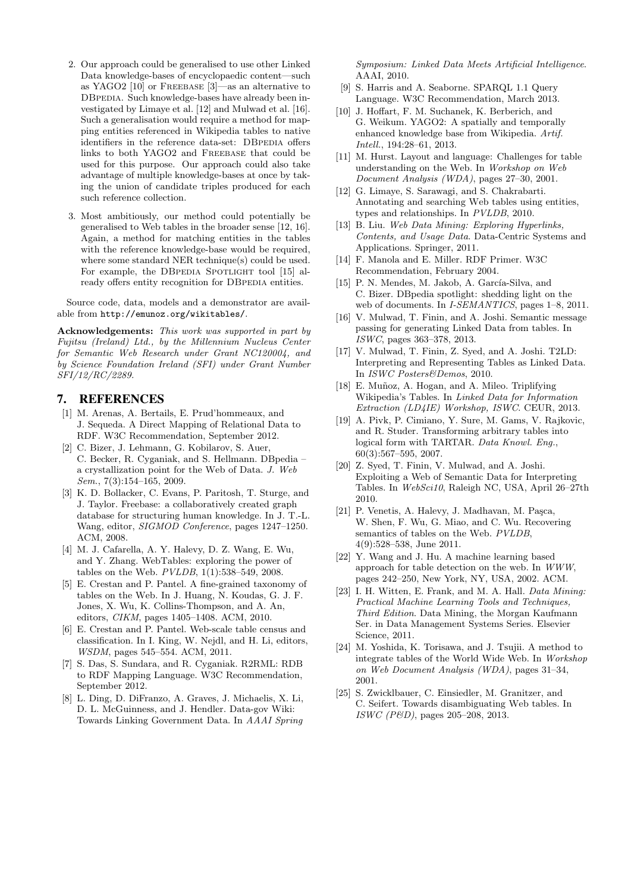2. Our approach could be generalised to use other Linked Data knowledge-bases of encyclopaedic content—such as YAGO2 [10] or Freebase [3]—as an alternative to DBpedia. Such knowledge-bases have already been investigated by Limaye et al. [12] and Mulwad et al. [16]. Such a generalisation would require a method for mapping entities referenced in Wikipedia tables to native identifiers in the reference data-set: DBpedia offers links to both YAGO2 and Freebase that could be used for this purpose. Our approach could also take advantage of multiple knowledge-bases at once by taking the union of candidate triples produced for each such reference collection.

3. Most ambitiously, our method could potentially be generalised to Web tables in the broader sense [12, 16]. Again, a method for matching entities in the tables with the reference knowledge-base would be required, where some standard NER technique(s) could be used. For example, the DBpedia Spotlight tool [15] already offers entity recognition for DBpedia entities.

Source code, data, models and a demonstrator are available from http://emunoz.org/wikitables/.

**Acknowledgements:** *This work was supported in part by Fujitsu (Ireland) Ltd., by the Millennium Nucleus Center for Semantic Web Research under Grant NC120004, and by Science Foundation Ireland (SFI) under Grant Number SFI/12/RC/2289.*

## 7. REFERENCES

[1] M. Arenas, A. Bertails, E. Prud'hommeaux, and J. Sequeda. A Direct Mapping of Relational Data to RDF. W3C Recommendation, September 2012.

[2] C. Bizer, J. Lehmann, G. Kobilarov, S. Auer, C. Becker, R. Cyganiak, and S. Hellmann. DBpedia – a crystallization point for the Web of Data. *J. Web Sem.*, 7(3):154–165, 2009.

[3] K. D. Bollacker, C. Evans, P. Paritosh, T. Sturge, and J. Taylor. Freebase: a collaboratively created graph database for structuring human knowledge. In J. T.-L. Wang, editor, *SIGMOD Conference*, pages 1247–1250. ACM, 2008.

[4] M. J. Cafarella, A. Y. Halevy, D. Z. Wang, E. Wu, and Y. Zhang. WebTables: exploring the power of tables on the Web. *PVLDB*, 1(1):538–549, 2008.

[5] E. Crestan and P. Pantel. A fine-grained taxonomy of tables on the Web. In J. Huang, N. Koudas, G. J. F. Jones, X. Wu, K. Collins-Thompson, and A. An, editors, *CIKM*, pages 1405–1408. ACM, 2010.

[6] E. Crestan and P. Pantel. Web-scale table census and classification. In I. King, W. Nejdl, and H. Li, editors, *WSDM*, pages 545–554. ACM, 2011.

[7] S. Das, S. Sundara, and R. Cyganiak. R2RML: RDB to RDF Mapping Language. W3C Recommendation, September 2012.

[8] L. Ding, D. DiFranzo, A. Graves, J. Michaelis, X. Li, D. L. McGuinness, and J. Hendler. Data-gov Wiki: Towards Linking Government Data. In *AAAI Spring Symposium: Linked Data Meets Artificial Intelligence*. AAAI, 2010.

[9] S. Harris and A. Seaborne. SPARQL 1.1 Query Language. W3C Recommendation, March 2013.

[10] J. Hoffart, F. M. Suchanek, K. Berberich, and G. Weikum. YAGO2: A spatially and temporally enhanced knowledge base from Wikipedia. *Artif. Intell.*, 194:28–61, 2013.

[11] M. Hurst. Layout and language: Challenges for table understanding on the Web. In *Workshop on Web Document Analysis (WDA)*, pages 27–30, 2001.

[12] G. Limaye, S. Sarawagi, and S. Chakrabarti. Annotating and searching Web tables using entities, types and relationships. In *PVLDB*, 2010.

[13] B. Liu. *Web Data Mining: Exploring Hyperlinks, Contents, and Usage Data*. Data-Centric Systems and Applications. Springer, 2011.

[14] F. Manola and E. Miller. RDF Primer. W3C Recommendation, February 2004.

[15] P. N. Mendes, M. Jakob, A. García-Silva, and C. Bizer. DBpedia spotlight: shedding light on the web of documents. In *I-SEMANTICS*, pages 1–8, 2011.

[16] V. Mulwad, T. Finin, and A. Joshi. Semantic message passing for generating Linked Data from tables. In *ISWC*, pages 363–378, 2013.

[17] V. Mulwad, T. Finin, Z. Syed, and A. Joshi. T2LD: Interpreting and Representing Tables as Linked Data. In *ISWC Posters&Demos*, 2010.

[18] E. Muñoz, A. Hogan, and A. Mileo. Triplifying Wikipedia's Tables. In *Linked Data for Information Extraction (LD4IE) Workshop, ISWC*. CEUR, 2013.

[19] A. Pivk, P. Cimiano, Y. Sure, M. Gams, V. Rajkovic, and R. Studer. Transforming arbitrary tables into logical form with TARTAR. *Data Knowl. Eng.*, 60(3):567–595, 2007.

[20] Z. Syed, T. Finin, V. Mulwad, and A. Joshi. Exploiting a Web of Semantic Data for Interpreting Tables. In *WebSci10*, Raleigh NC, USA, April 26–27th 2010.

[21] P. Venetis, A. Halevy, J. Madhavan, M. Paşca, W. Shen, F. Wu, G. Miao, and C. Wu. Recovering semantics of tables on the Web. *PVLDB*, 4(9):528–538, June 2011.

[22] Y. Wang and J. Hu. A machine learning based approach for table detection on the web. In *WWW*, pages 242–250, New York, NY, USA, 2002. ACM.

[23] I. H. Witten, E. Frank, and M. A. Hall. *Data Mining: Practical Machine Learning Tools and Techniques, Third Edition*. Data Mining, the Morgan Kaufmann Ser. in Data Management Systems Series. Elsevier Science, 2011.

[24] M. Yoshida, K. Torisawa, and J. Tsujii. A method to integrate tables of the World Wide Web. In *Workshop on Web Document Analysis (WDA)*, pages 31–34, 2001.

[25] S. Zwicklbauer, C. Einsiedler, M. Granitzer, and C. Seifert. Towards disambiguating Web tables. In *ISWC (P&D)*, pages 205–208, 2013.